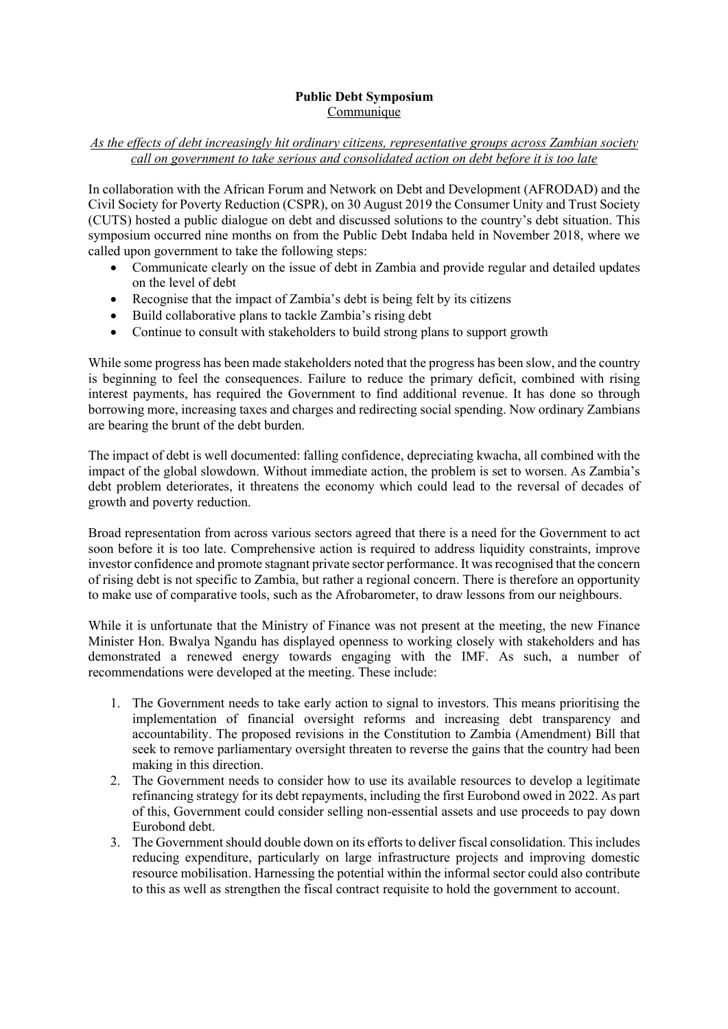**Public Debt Symposium**

Communique

*As the effects of debt increasingly hit ordinary citizens, representative groups across Zambian society call on government to take serious and consolidated action on debt before it is too late*

In collaboration with the African Forum and Network on Debt and Development (AFRODAD) and the Civil Society for Poverty Reduction (CSPR), on 30 August 2019 the Consumer Unity and Trust Society (CUTS) hosted a public dialogue on debt and discussed solutions to the country's debt situation. This symposium occurred nine months on from the Public Debt Indaba held in November 2018, where we called upon government to take the following steps:

- Communicate clearly on the issue of debt in Zambia and provide regular and detailed updates on the level of debt
- Recognise that the impact of Zambia's debt is being felt by its citizens
- Build collaborative plans to tackle Zambia's rising debt
- Continue to consult with stakeholders to build strong plans to support growth

While some progress has been made stakeholders noted that the progress has been slow, and the country is beginning to feel the consequences. Failure to reduce the primary deficit, combined with rising interest payments, has required the Government to find additional revenue. It has done so through borrowing more, increasing taxes and charges and redirecting social spending. Now ordinary Zambians are bearing the brunt of the debt burden.

The impact of debt is well documented: falling confidence, depreciating kwacha, all combined with the impact of the global slowdown. Without immediate action, the problem is set to worsen. As Zambia's debt problem deteriorates, it threatens the economy which could lead to the reversal of decades of growth and poverty reduction.

Broad representation from across various sectors agreed that there is a need for the Government to act soon before it is too late. Comprehensive action is required to address liquidity constraints, improve investor confidence and promote stagnant private sector performance. It was recognised that the concern of rising debt is not specific to Zambia, but rather a regional concern. There is therefore an opportunity to make use of comparative tools, such as the Afrobarometer, to draw lessons from our neighbours.

While it is unfortunate that the Ministry of Finance was not present at the meeting, the new Finance Minister Hon. Bwalya Ngandu has displayed openness to working closely with stakeholders and has demonstrated a renewed energy towards engaging with the IMF. As such, a number of recommendations were developed at the meeting. These include:

1. The Government needs to take early action to signal to investors. This means prioritising the implementation of financial oversight reforms and increasing debt transparency and accountability. The proposed revisions in the Constitution to Zambia (Amendment) Bill that seek to remove parliamentary oversight threaten to reverse the gains that the country had been making in this direction.
2. The Government needs to consider how to use its available resources to develop a legitimate refinancing strategy for its debt repayments, including the first Eurobond owed in 2022. As part of this, Government could consider selling non-essential assets and use proceeds to pay down Eurobond debt.
3. The Government should double down on its efforts to deliver fiscal consolidation. This includes reducing expenditure, particularly on large infrastructure projects and improving domestic resource mobilisation. Harnessing the potential within the informal sector could also contribute to this as well as strengthen the fiscal contract requisite to hold the government to account.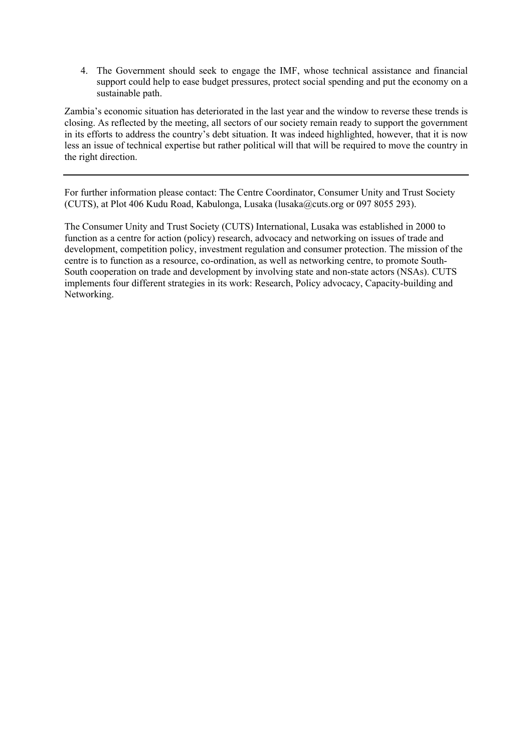4. The Government should seek to engage the IMF, whose technical assistance and financial support could help to ease budget pressures, protect social spending and put the economy on a sustainable path.

Zambia's economic situation has deteriorated in the last year and the window to reverse these trends is closing. As reflected by the meeting, all sectors of our society remain ready to support the government in its efforts to address the country's debt situation. It was indeed highlighted, however, that it is now less an issue of technical expertise but rather political will that will be required to move the country in the right direction.

---

For further information please contact: The Centre Coordinator, Consumer Unity and Trust Society (CUTS), at Plot 406 Kudu Road, Kabulonga, Lusaka (lusaka@cuts.org or 097 8055 293).

The Consumer Unity and Trust Society (CUTS) International, Lusaka was established in 2000 to function as a centre for action (policy) research, advocacy and networking on issues of trade and development, competition policy, investment regulation and consumer protection. The mission of the centre is to function as a resource, co-ordination, as well as networking centre, to promote South-South cooperation on trade and development by involving state and non-state actors (NSAs). CUTS implements four different strategies in its work: Research, Policy advocacy, Capacity-building and Networking.